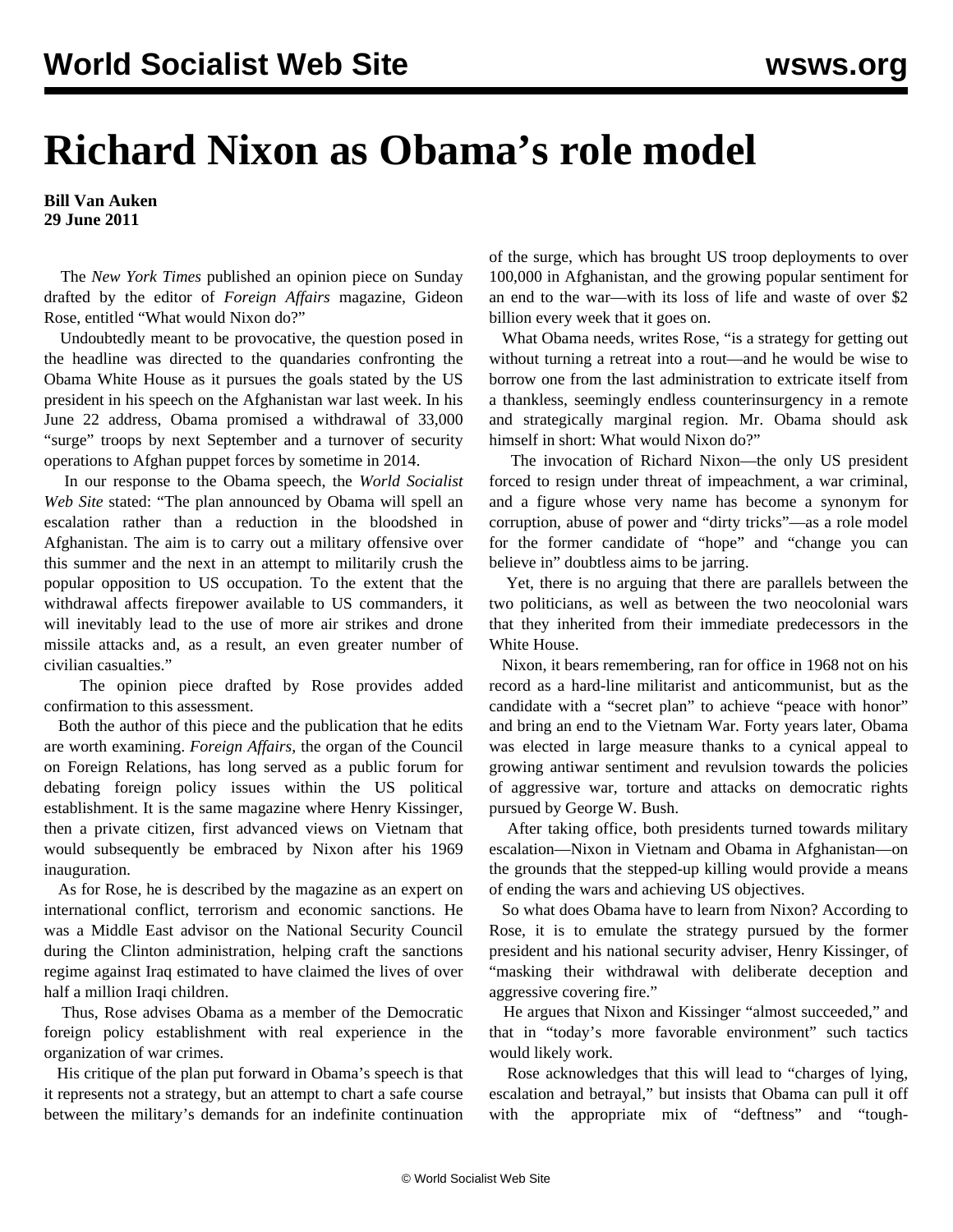# Richard Nixon as Obama's role model

**Bill Van Auken**
**29 June 2011**

The *New York Times* published an opinion piece on Sunday drafted by the editor of *Foreign Affairs* magazine, Gideon Rose, entitled "What would Nixon do?"

Undoubtedly meant to be provocative, the question posed in the headline was directed to the quandaries confronting the Obama White House as it pursues the goals stated by the US president in his speech on the Afghanistan war last week. In his June 22 address, Obama promised a withdrawal of 33,000 "surge" troops by next September and a turnover of security operations to Afghan puppet forces by sometime in 2014.

In our response to the Obama speech, the *World Socialist Web Site* stated: "The plan announced by Obama will spell an escalation rather than a reduction in the bloodshed in Afghanistan. The aim is to carry out a military offensive over this summer and the next in an attempt to militarily crush the popular opposition to US occupation. To the extent that the withdrawal affects firepower available to US commanders, it will inevitably lead to the use of more air strikes and drone missile attacks and, as a result, an even greater number of civilian casualties."

The opinion piece drafted by Rose provides added confirmation to this assessment.

Both the author of this piece and the publication that he edits are worth examining. *Foreign Affairs*, the organ of the Council on Foreign Relations, has long served as a public forum for debating foreign policy issues within the US political establishment. It is the same magazine where Henry Kissinger, then a private citizen, first advanced views on Vietnam that would subsequently be embraced by Nixon after his 1969 inauguration.

As for Rose, he is described by the magazine as an expert on international conflict, terrorism and economic sanctions. He was a Middle East advisor on the National Security Council during the Clinton administration, helping craft the sanctions regime against Iraq estimated to have claimed the lives of over half a million Iraqi children.

Thus, Rose advises Obama as a member of the Democratic foreign policy establishment with real experience in the organization of war crimes.

His critique of the plan put forward in Obama's speech is that it represents not a strategy, but an attempt to chart a safe course between the military's demands for an indefinite continuation of the surge, which has brought US troop deployments to over 100,000 in Afghanistan, and the growing popular sentiment for an end to the war—with its loss of life and waste of over $2 billion every week that it goes on.

What Obama needs, writes Rose, "is a strategy for getting out without turning a retreat into a rout—and he would be wise to borrow one from the last administration to extricate itself from a thankless, seemingly endless counterinsurgency in a remote and strategically marginal region. Mr. Obama should ask himself in short: What would Nixon do?"

The invocation of Richard Nixon—the only US president forced to resign under threat of impeachment, a war criminal, and a figure whose very name has become a synonym for corruption, abuse of power and "dirty tricks"—as a role model for the former candidate of "hope" and "change you can believe in" doubtless aims to be jarring.

Yet, there is no arguing that there are parallels between the two politicians, as well as between the two neocolonial wars that they inherited from their immediate predecessors in the White House.

Nixon, it bears remembering, ran for office in 1968 not on his record as a hard-line militarist and anticommunist, but as the candidate with a "secret plan" to achieve "peace with honor" and bring an end to the Vietnam War. Forty years later, Obama was elected in large measure thanks to a cynical appeal to growing antiwar sentiment and revulsion towards the policies of aggressive war, torture and attacks on democratic rights pursued by George W. Bush.

After taking office, both presidents turned towards military escalation—Nixon in Vietnam and Obama in Afghanistan—on the grounds that the stepped-up killing would provide a means of ending the wars and achieving US objectives.

So what does Obama have to learn from Nixon? According to Rose, it is to emulate the strategy pursued by the former president and his national security adviser, Henry Kissinger, of "masking their withdrawal with deliberate deception and aggressive covering fire."

He argues that Nixon and Kissinger "almost succeeded," and that in "today's more favorable environment" such tactics would likely work.

Rose acknowledges that this will lead to "charges of lying, escalation and betrayal," but insists that Obama can pull it off with the appropriate mix of "deftness" and "tough-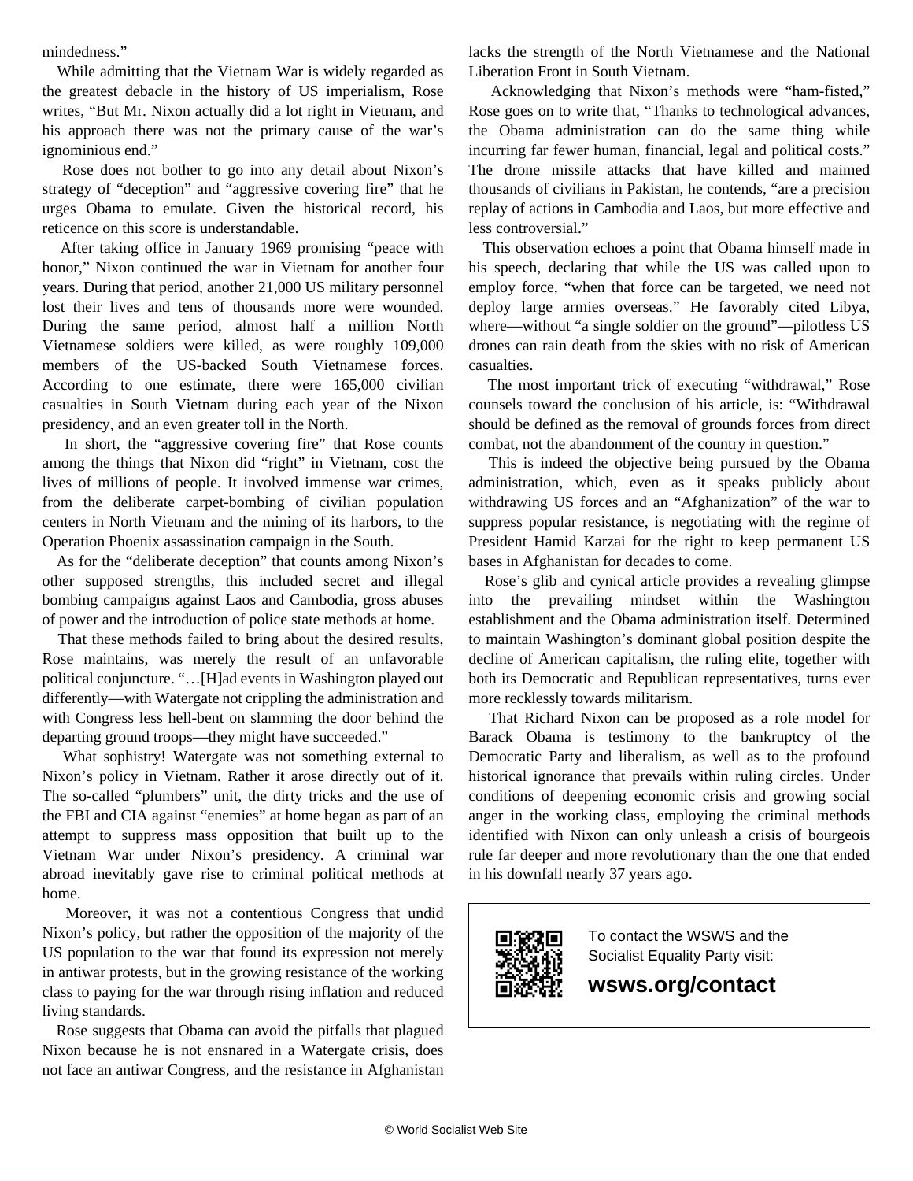mindedness."

While admitting that the Vietnam War is widely regarded as the greatest debacle in the history of US imperialism, Rose writes, "But Mr. Nixon actually did a lot right in Vietnam, and his approach there was not the primary cause of the war's ignominious end."

Rose does not bother to go into any detail about Nixon's strategy of "deception" and "aggressive covering fire" that he urges Obama to emulate. Given the historical record, his reticence on this score is understandable.

After taking office in January 1969 promising "peace with honor," Nixon continued the war in Vietnam for another four years. During that period, another 21,000 US military personnel lost their lives and tens of thousands more were wounded. During the same period, almost half a million North Vietnamese soldiers were killed, as were roughly 109,000 members of the US-backed South Vietnamese forces. According to one estimate, there were 165,000 civilian casualties in South Vietnam during each year of the Nixon presidency, and an even greater toll in the North.

In short, the "aggressive covering fire" that Rose counts among the things that Nixon did "right" in Vietnam, cost the lives of millions of people. It involved immense war crimes, from the deliberate carpet-bombing of civilian population centers in North Vietnam and the mining of its harbors, to the Operation Phoenix assassination campaign in the South.

As for the "deliberate deception" that counts among Nixon's other supposed strengths, this included secret and illegal bombing campaigns against Laos and Cambodia, gross abuses of power and the introduction of police state methods at home.

That these methods failed to bring about the desired results, Rose maintains, was merely the result of an unfavorable political conjuncture. "…[H]ad events in Washington played out differently—with Watergate not crippling the administration and with Congress less hell-bent on slamming the door behind the departing ground troops—they might have succeeded."

What sophistry! Watergate was not something external to Nixon's policy in Vietnam. Rather it arose directly out of it. The so-called "plumbers" unit, the dirty tricks and the use of the FBI and CIA against "enemies" at home began as part of an attempt to suppress mass opposition that built up to the Vietnam War under Nixon's presidency. A criminal war abroad inevitably gave rise to criminal political methods at home.

Moreover, it was not a contentious Congress that undid Nixon's policy, but rather the opposition of the majority of the US population to the war that found its expression not merely in antiwar protests, but in the growing resistance of the working class to paying for the war through rising inflation and reduced living standards.

Rose suggests that Obama can avoid the pitfalls that plagued Nixon because he is not ensnared in a Watergate crisis, does not face an antiwar Congress, and the resistance in Afghanistan lacks the strength of the North Vietnamese and the National Liberation Front in South Vietnam.

Acknowledging that Nixon's methods were "ham-fisted," Rose goes on to write that, "Thanks to technological advances, the Obama administration can do the same thing while incurring far fewer human, financial, legal and political costs." The drone missile attacks that have killed and maimed thousands of civilians in Pakistan, he contends, "are a precision replay of actions in Cambodia and Laos, but more effective and less controversial."

This observation echoes a point that Obama himself made in his speech, declaring that while the US was called upon to employ force, "when that force can be targeted, we need not deploy large armies overseas." He favorably cited Libya, where—without "a single soldier on the ground"—pilotless US drones can rain death from the skies with no risk of American casualties.

The most important trick of executing "withdrawal," Rose counsels toward the conclusion of his article, is: "Withdrawal should be defined as the removal of grounds forces from direct combat, not the abandonment of the country in question."

This is indeed the objective being pursued by the Obama administration, which, even as it speaks publicly about withdrawing US forces and an "Afghanization" of the war to suppress popular resistance, is negotiating with the regime of President Hamid Karzai for the right to keep permanent US bases in Afghanistan for decades to come.

Rose's glib and cynical article provides a revealing glimpse into the prevailing mindset within the Washington establishment and the Obama administration itself. Determined to maintain Washington's dominant global position despite the decline of American capitalism, the ruling elite, together with both its Democratic and Republican representatives, turns ever more recklessly towards militarism.

That Richard Nixon can be proposed as a role model for Barack Obama is testimony to the bankruptcy of the Democratic Party and liberalism, as well as to the profound historical ignorance that prevails within ruling circles. Under conditions of deepening economic crisis and growing social anger in the working class, employing the criminal methods identified with Nixon can only unleash a crisis of bourgeois rule far deeper and more revolutionary than the one that ended in his downfall nearly 37 years ago.

To contact the WSWS and the Socialist Equality Party visit:

**wsws.org/contact**